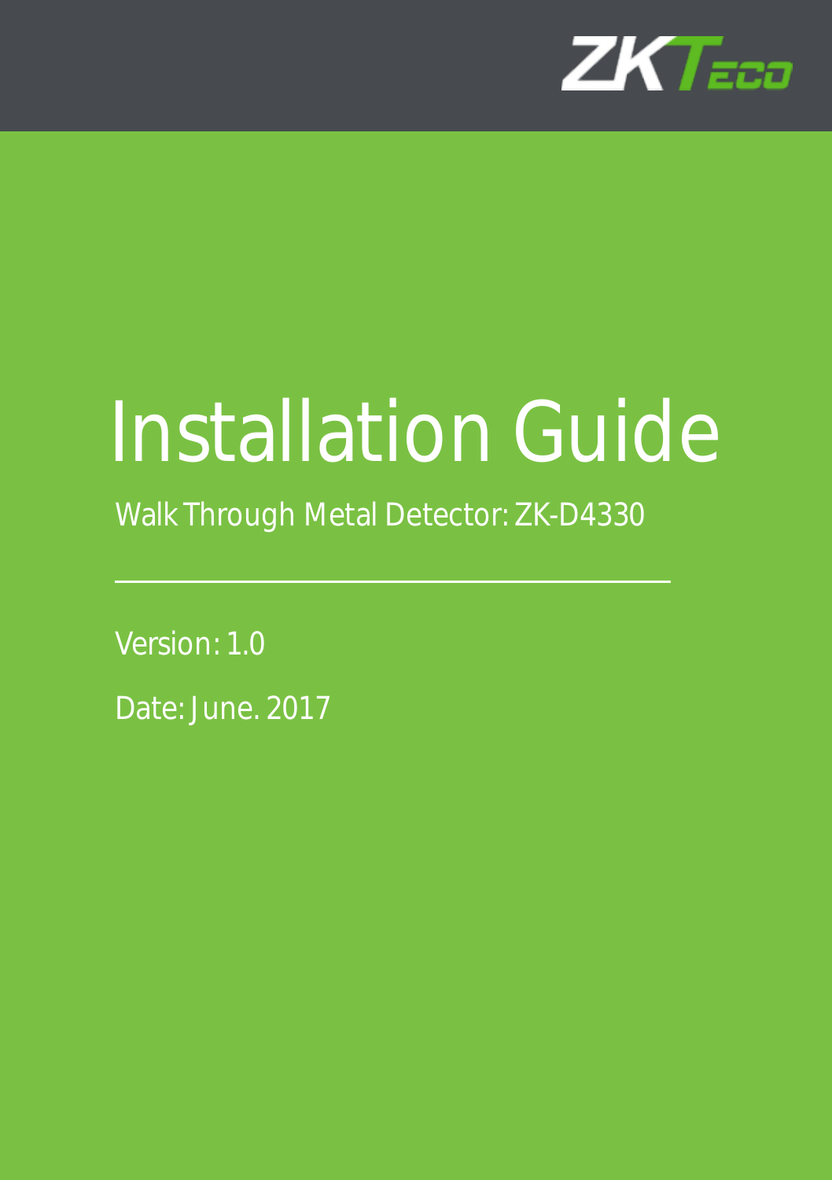ZKTeco

# Installation Guide

Walk Through Metal Detector: ZK-D4330

Version: 1.0

Date: June. 2017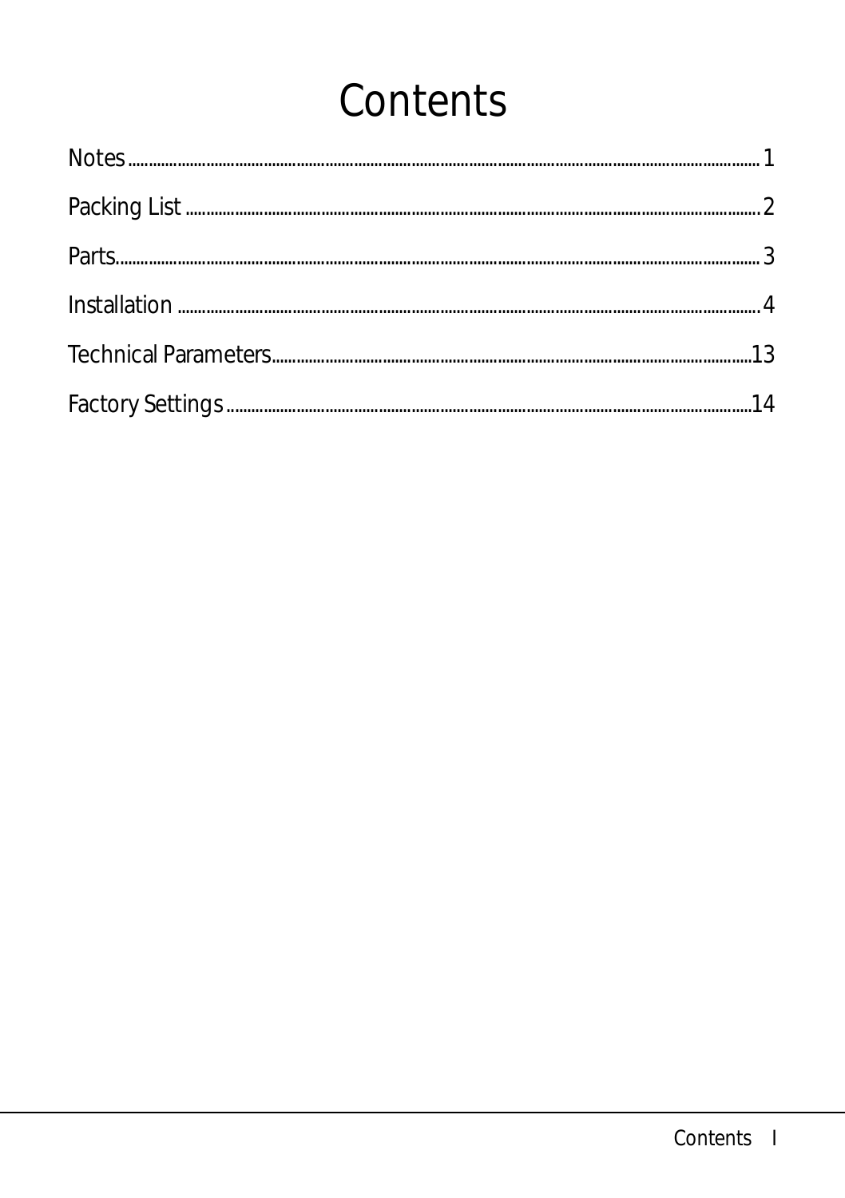# Contents

Notes ........................................................................................................................................... 1

Packing List .................................................................................................................................. 2

Parts.............................................................................................................................................. 3

Installation .................................................................................................................................... 4

Technical Parameters................................................................................................................... 13

Factory Settings ........................................................................................................................... 14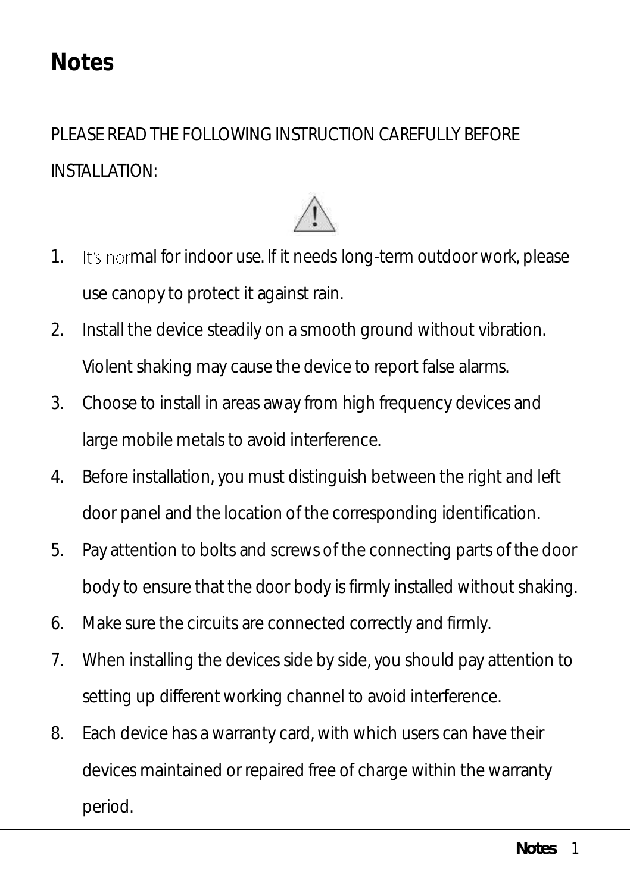# Notes

PLEASE READ THE FOLLOWING INSTRUCTION CAREFULLY BEFORE INSTALLATION:

1. It's normal for indoor use. If it needs long-term outdoor work, please use canopy to protect it against rain.
2. Install the device steadily on a smooth ground without vibration. Violent shaking may cause the device to report false alarms.
3. Choose to install in areas away from high frequency devices and large mobile metals to avoid interference.
4. Before installation, you must distinguish between the right and left door panel and the location of the corresponding identification.
5. Pay attention to bolts and screws of the connecting parts of the door body to ensure that the door body is firmly installed without shaking.
6. Make sure the circuits are connected correctly and firmly.
7. When installing the devices side by side, you should pay attention to setting up different working channel to avoid interference.
8. Each device has a warranty card, with which users can have their devices maintained or repaired free of charge within the warranty period.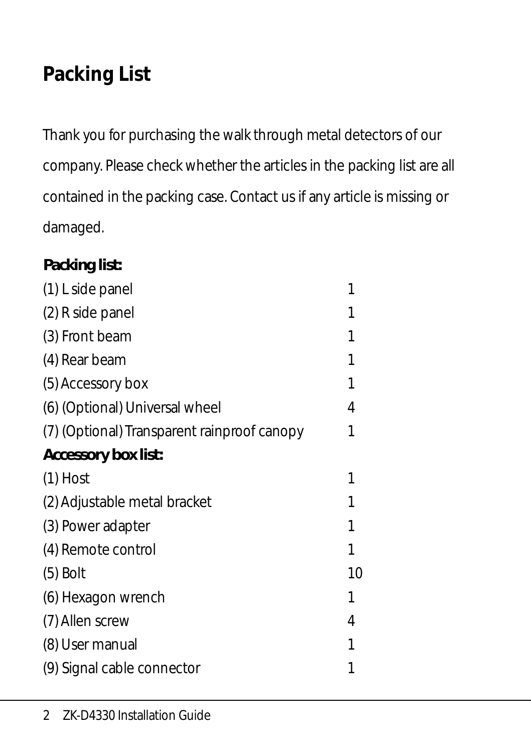# Packing List

Thank you for purchasing the walk through metal detectors of our company. Please check whether the articles in the packing list are all contained in the packing case. Contact us if any article is missing or damaged.

**Packing list:**

| | |
|---|---|
| (1) L side panel | 1 |
| (2) R side panel | 1 |
| (3) Front beam | 1 |
| (4) Rear beam | 1 |
| (5) Accessory box | 1 |
| (6) (Optional) Universal wheel | 4 |
| (7) (Optional) Transparent rainproof canopy | 1 |

**Accessory box list:**

| | |
|---|---|
| (1) Host | 1 |
| (2) Adjustable metal bracket | 1 |
| (3) Power adapter | 1 |
| (4) Remote control | 1 |
| (5) Bolt | 10 |
| (6) Hexagon wrench | 1 |
| (7) Allen screw | 4 |
| (8) User manual | 1 |
| (9) Signal cable connector | 1 |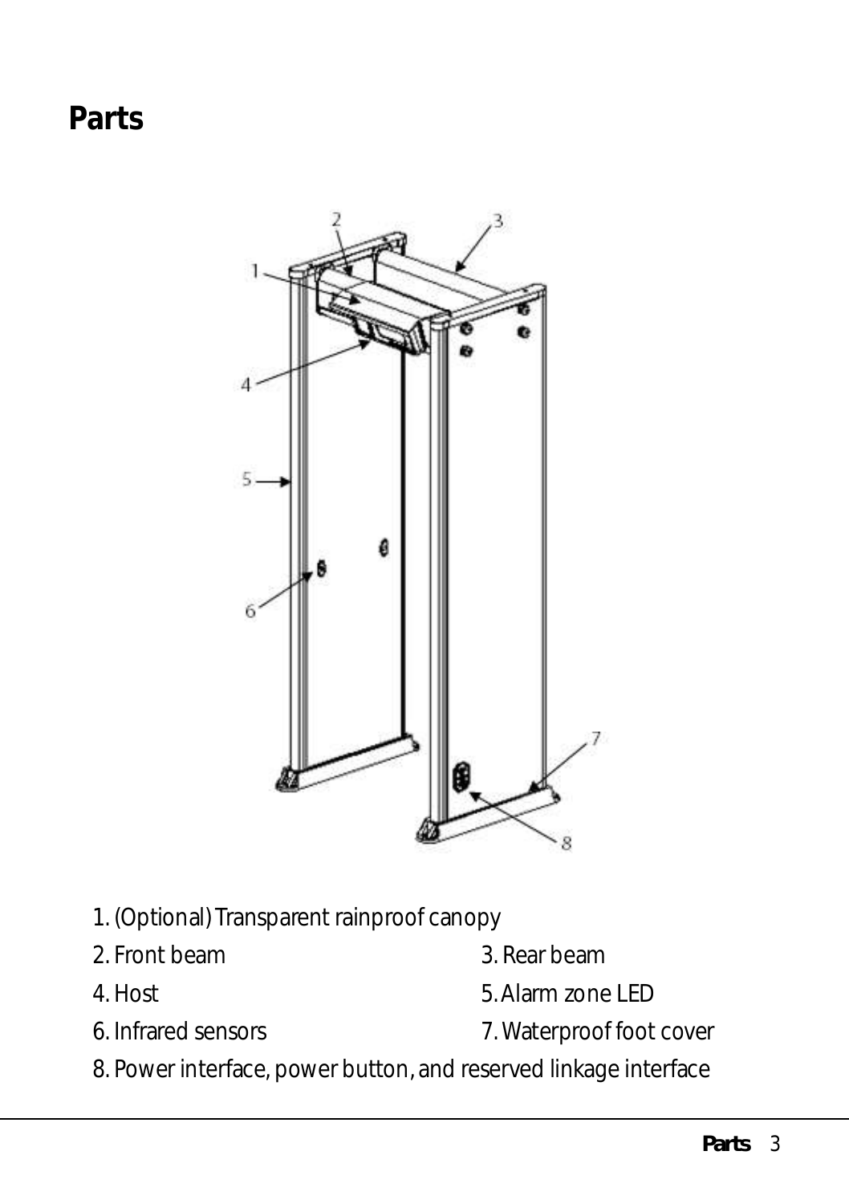# Parts

1. (Optional) Transparent rainproof canopy
2. Front beam
3. Rear beam
4. Host
5. Alarm zone LED
6. Infrared sensors
7. Waterproof foot cover
8. Power interface, power button, and reserved linkage interface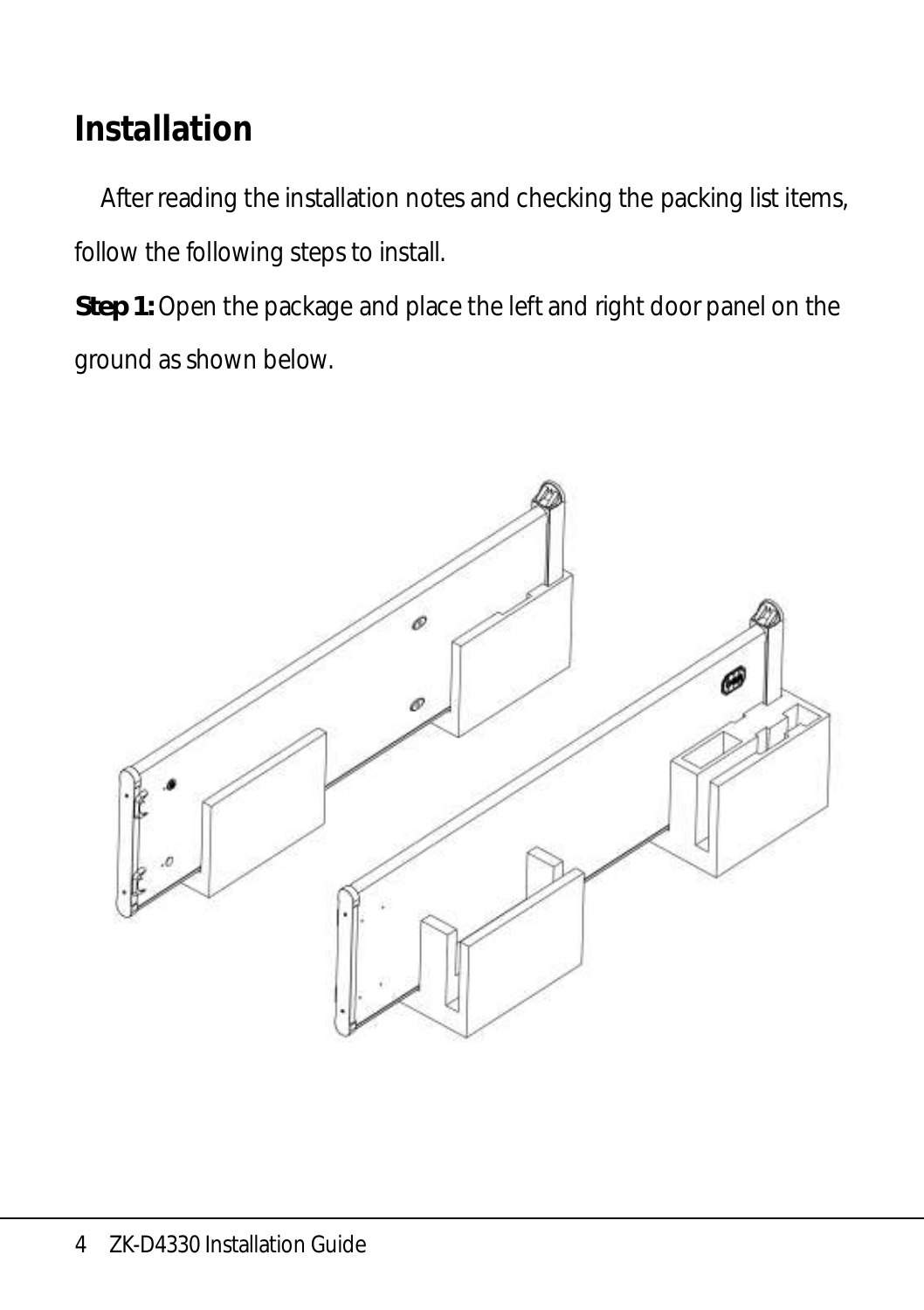# Installation

After reading the installation notes and checking the packing list items, follow the following steps to install.

**Step 1:** Open the package and place the left and right door panel on the ground as shown below.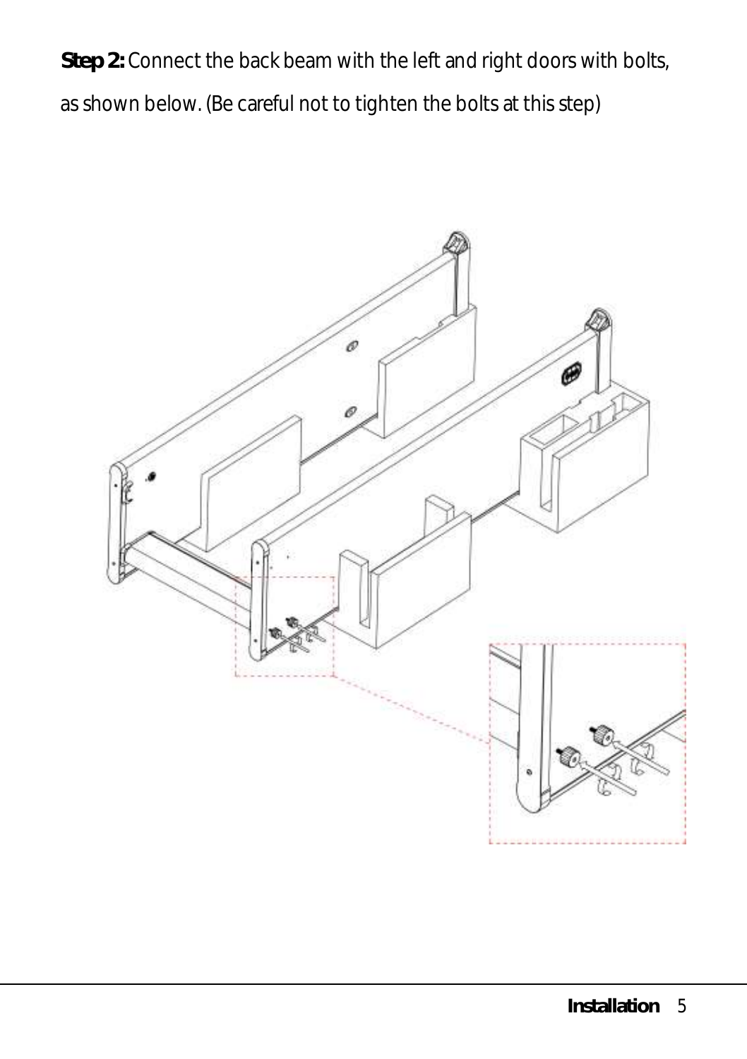**Step 2:** Connect the back beam with the left and right doors with bolts, as shown below. (Be careful not to tighten the bolts at this step)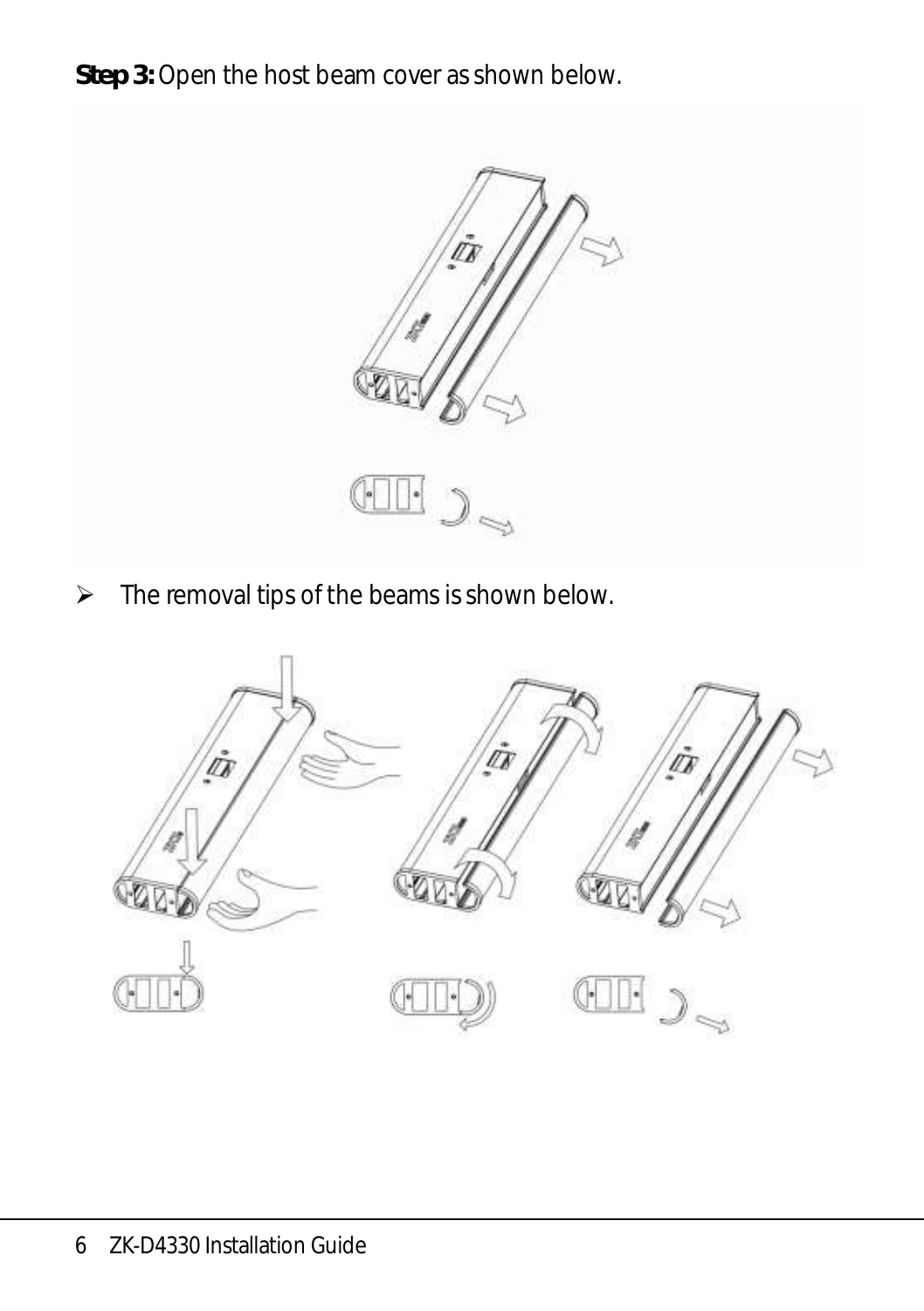**Step 3:** Open the host beam cover as shown below.

- The removal tips of the beams is shown below.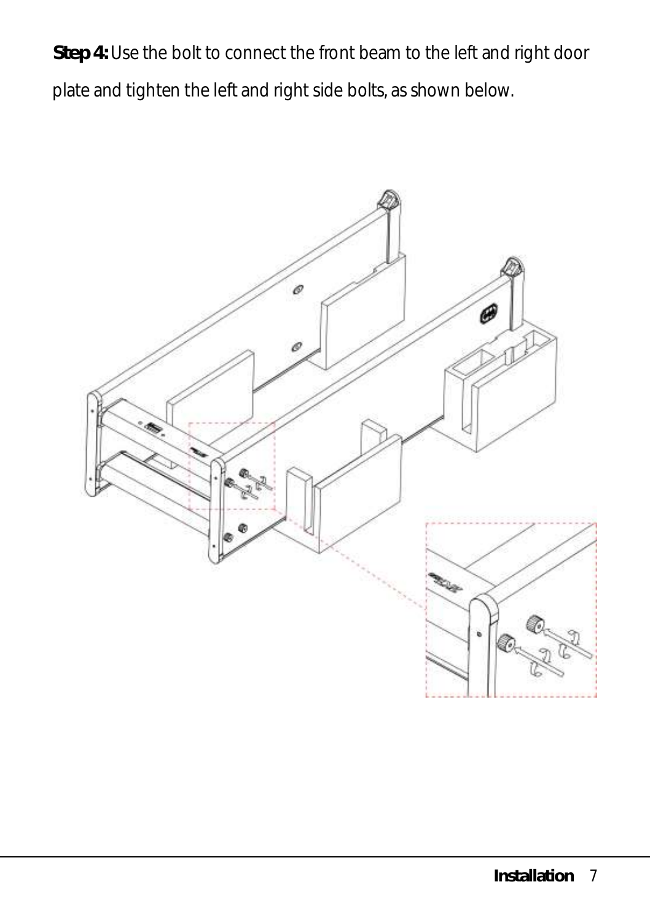**Step 4:** Use the bolt to connect the front beam to the left and right door plate and tighten the left and right side bolts, as shown below.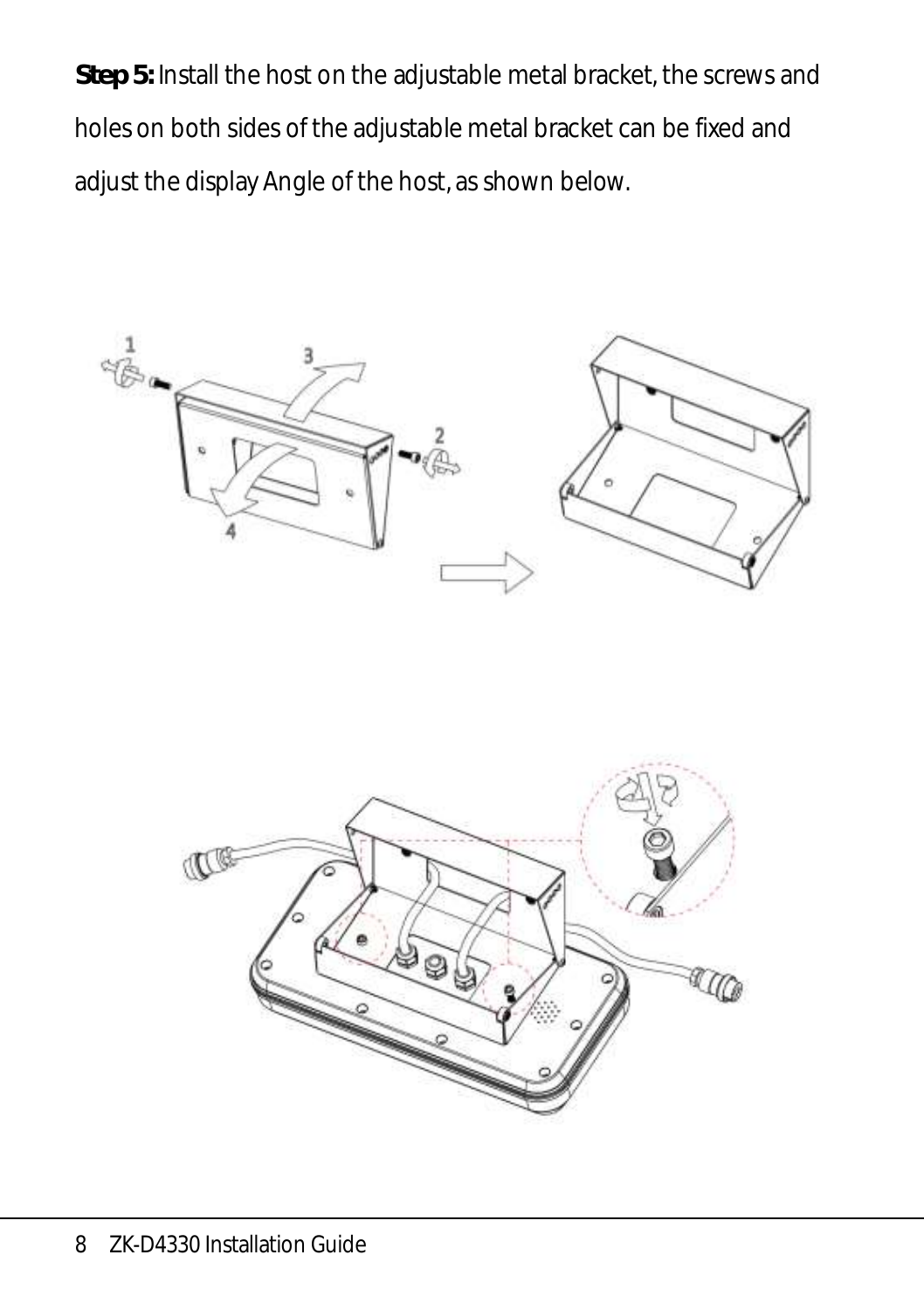**Step 5:** Install the host on the adjustable metal bracket, the screws and holes on both sides of the adjustable metal bracket can be fixed and adjust the display Angle of the host, as shown below.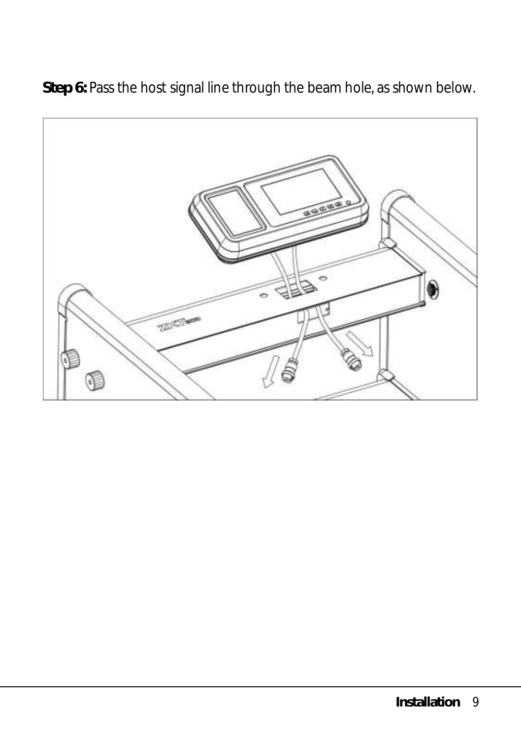**Step 6:** Pass the host signal line through the beam hole, as shown below.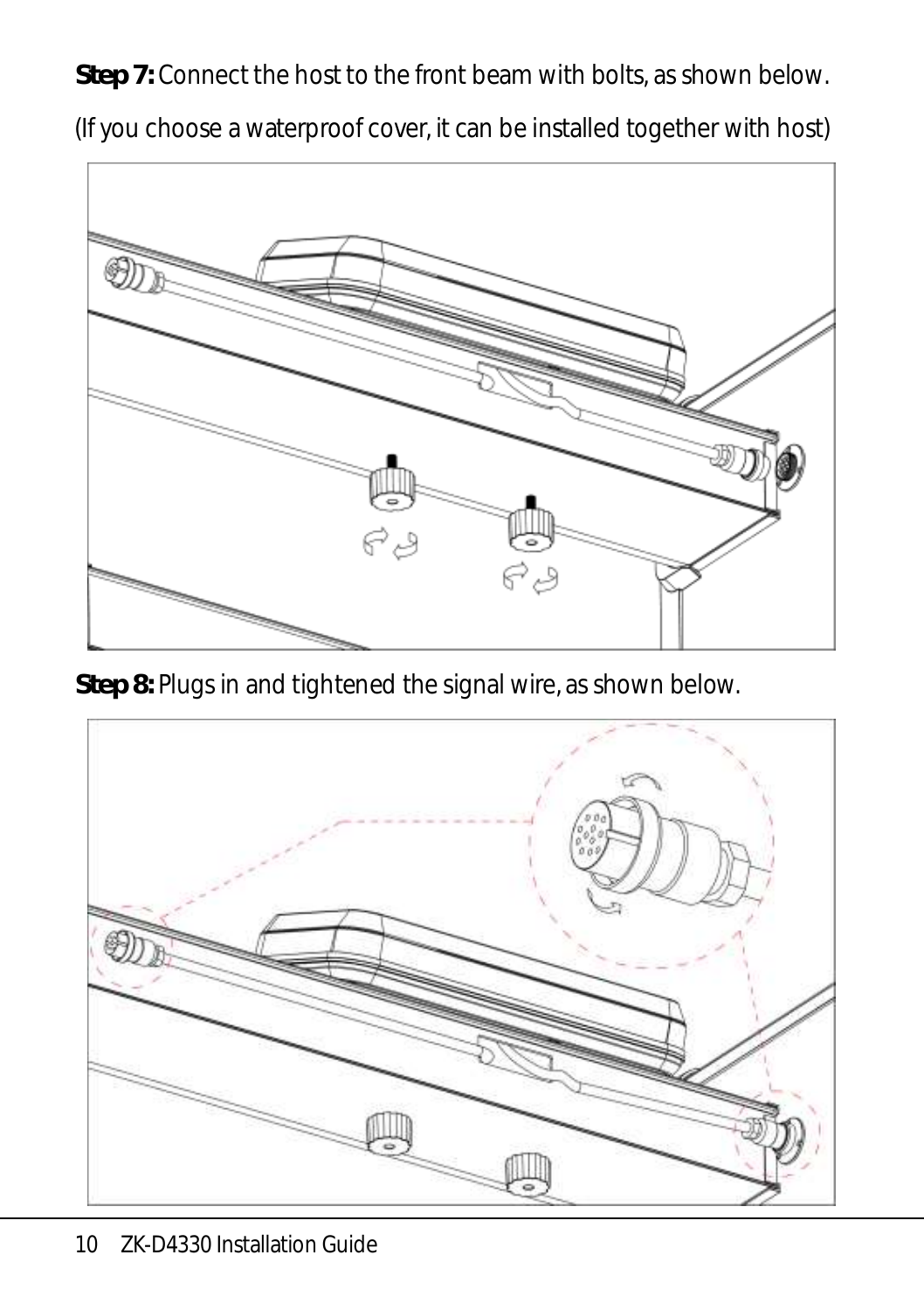**Step 7:** Connect the host to the front beam with bolts, as shown below.

(If you choose a waterproof cover, it can be installed together with host)

**Step 8:** Plugs in and tightened the signal wire, as shown below.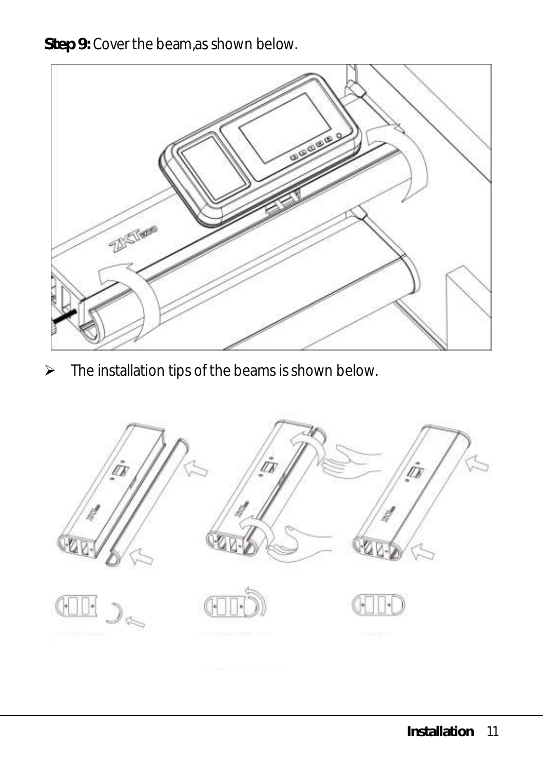**Step 9:** Cover the beam,as shown below.

- The installation tips of the beams is shown below.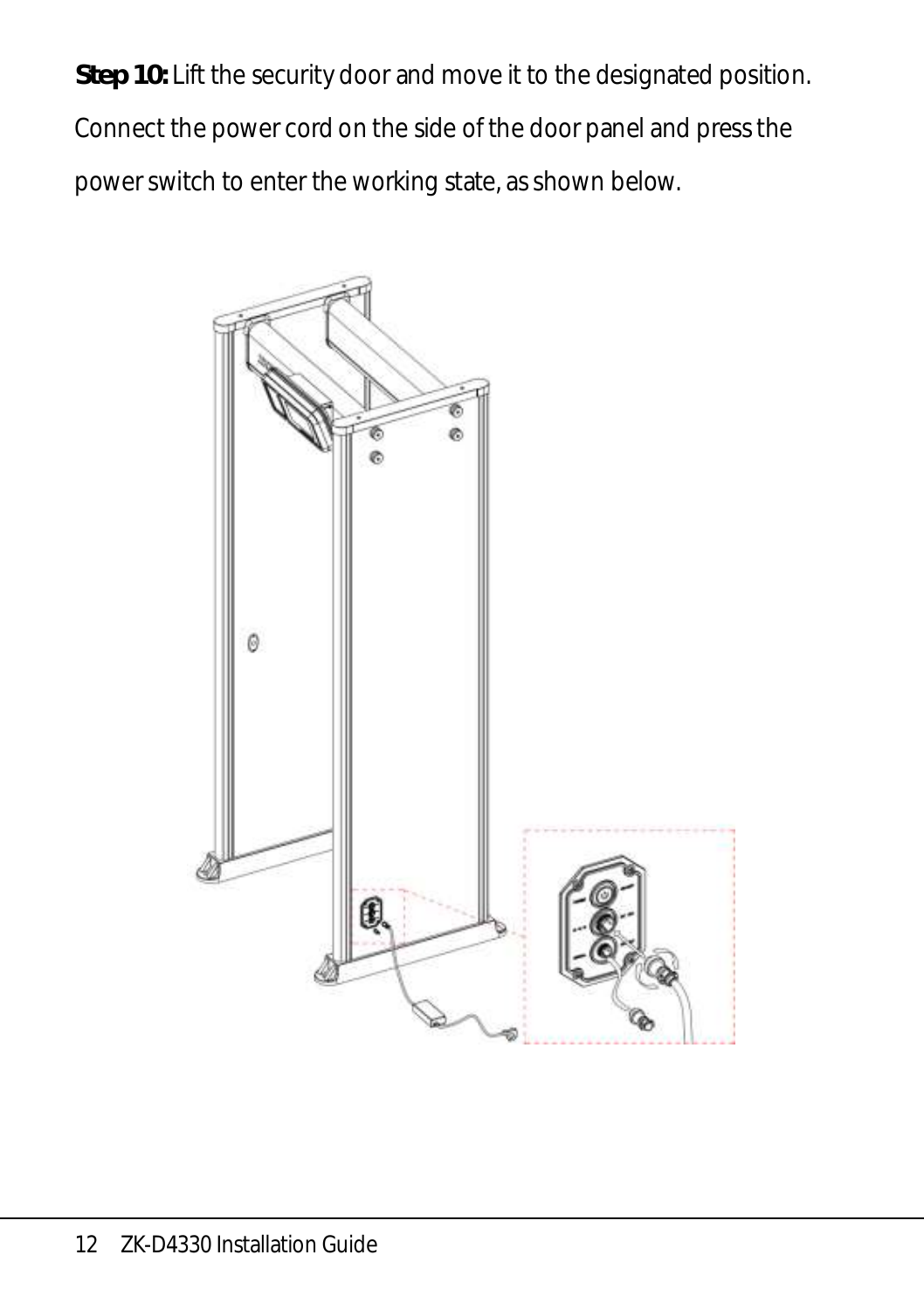**Step 10:** Lift the security door and move it to the designated position. Connect the power cord on the side of the door panel and press the power switch to enter the working state, as shown below.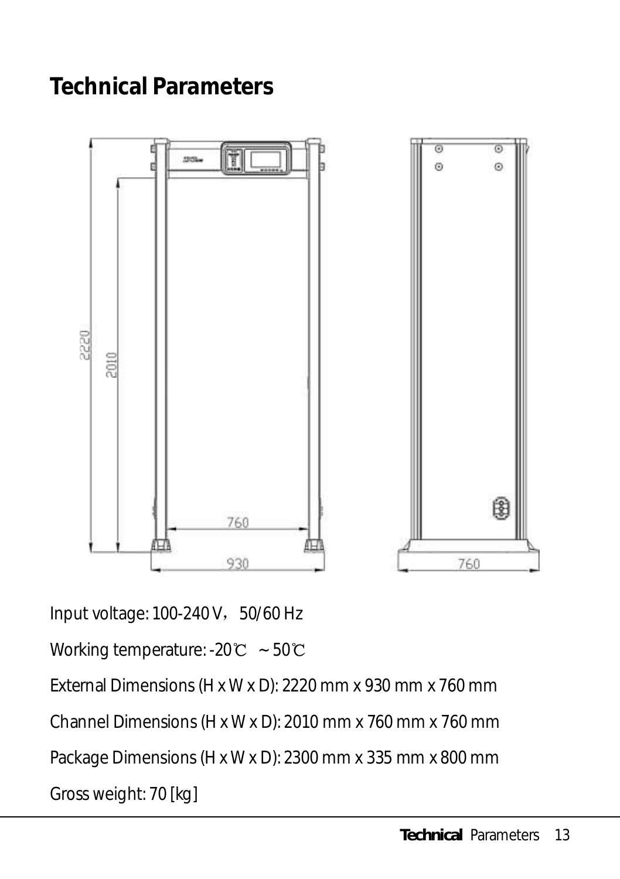# Technical Parameters

Input voltage: 100-240 V， 50/60 Hz

Working temperature: -20℃ ~ 50℃

External Dimensions (H x W x D): 2220 mm x 930 mm x 760 mm

Channel Dimensions (H x W x D): 2010 mm x 760 mm x 760 mm

Package Dimensions (H x W x D): 2300 mm x 335 mm x 800 mm

Gross weight: 70 [kg]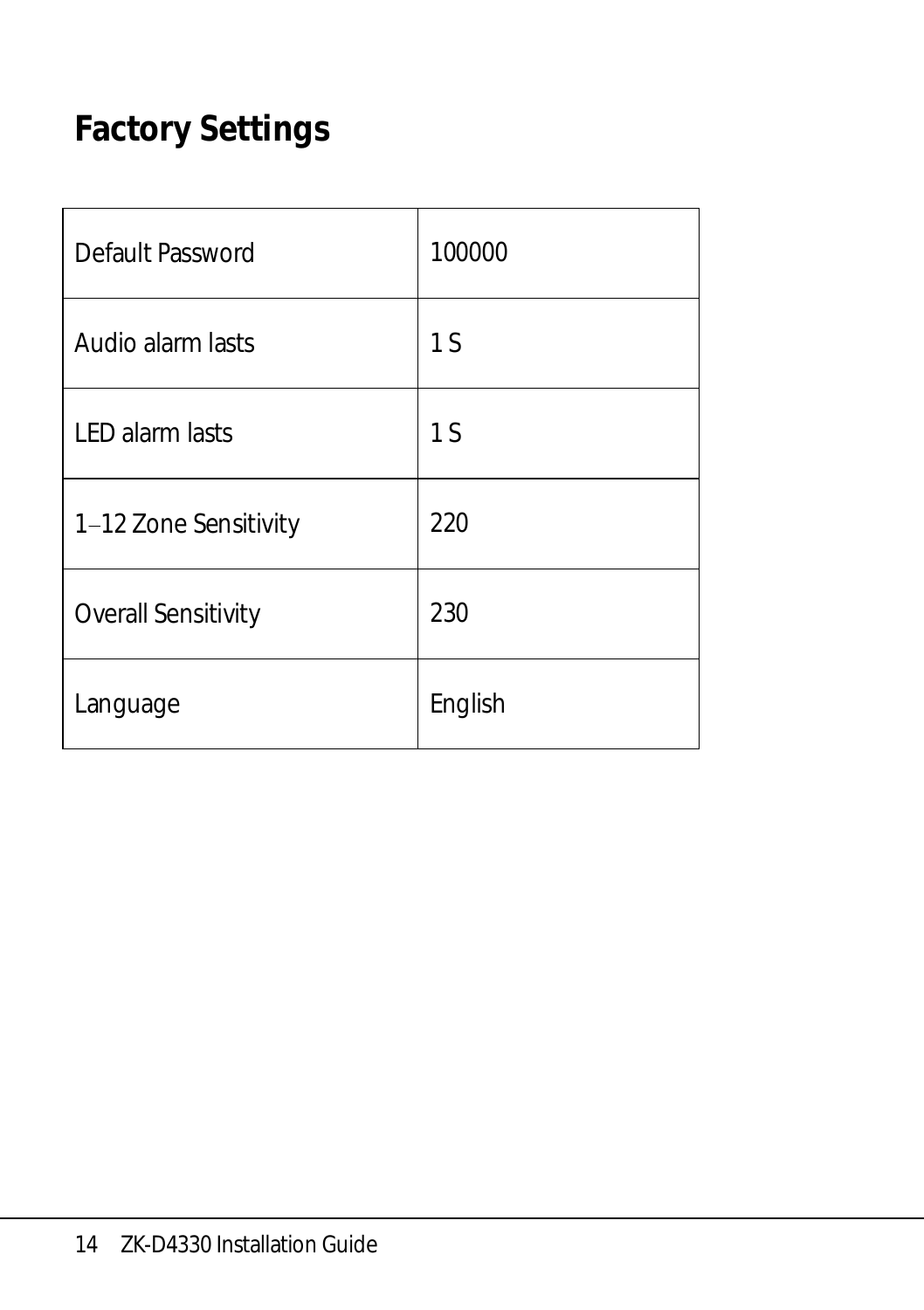# Factory Settings

| Default Password | 100000 |
|---|---|
| Audio alarm lasts | 1 S |
| LED alarm lasts | 1 S |
| 1–12 Zone Sensitivity | 220 |
| Overall Sensitivity | 230 |
| Language | English |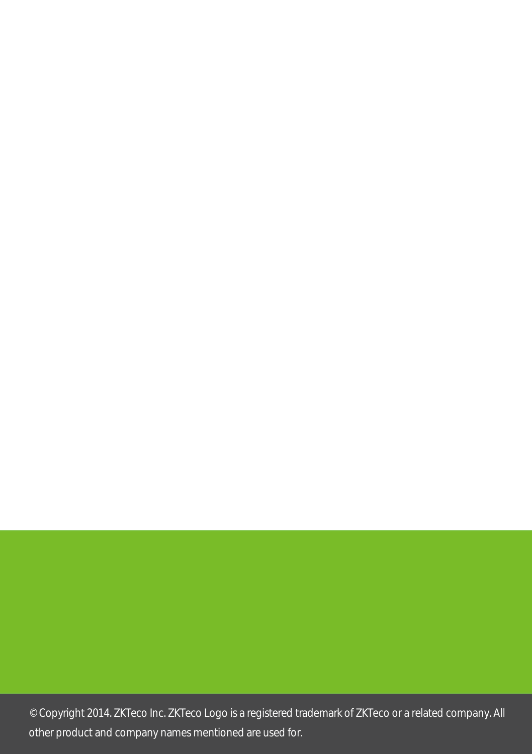© Copyright 2014. ZKTeco Inc. ZKTeco Logo is a registered trademark of ZKTeco or a related company. All other product and company names mentioned are used for.